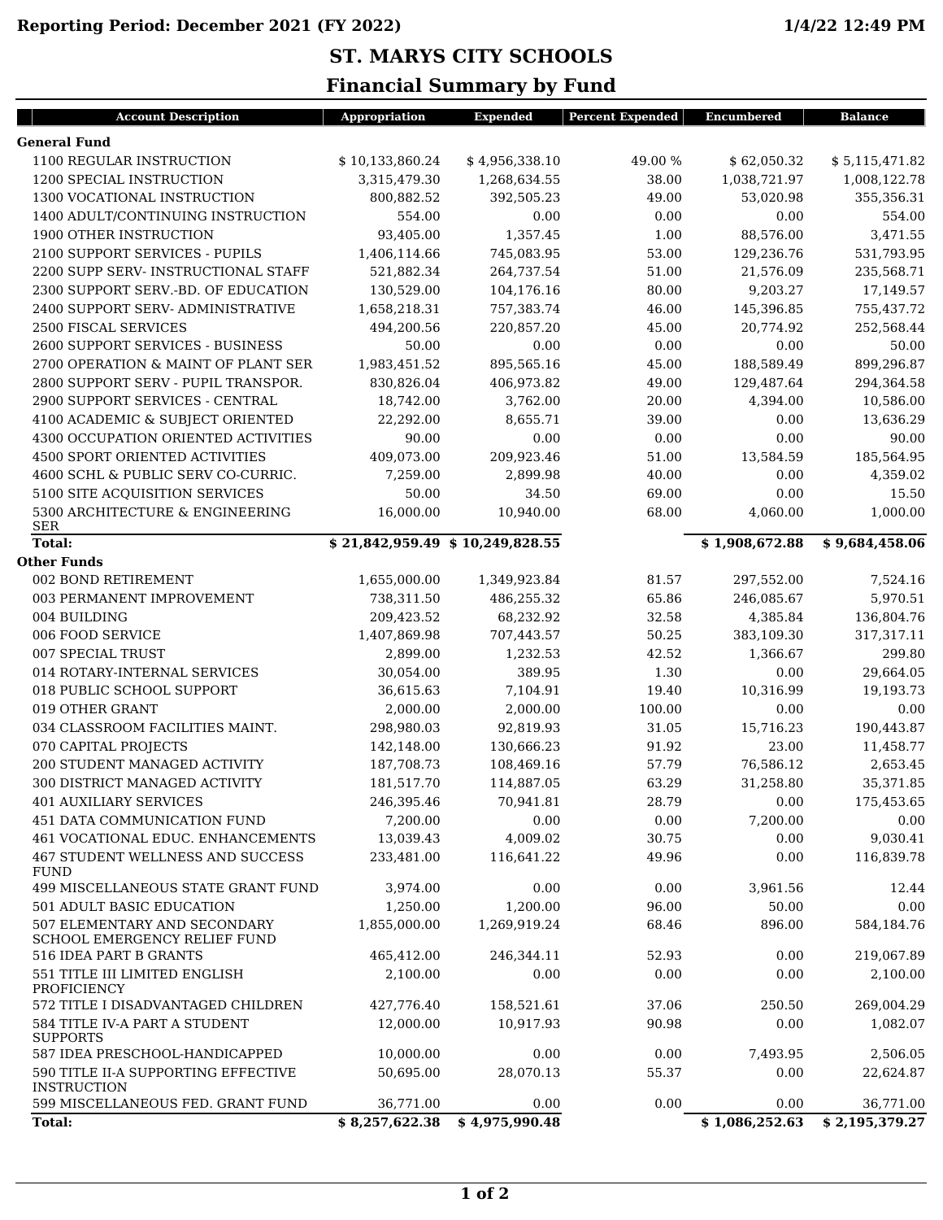Reporting Period: December 2021 (FY 2022)

1/4/22 12:49 PM

# ST. MARYS CITY SCHOOLS

## Financial Summary by Fund

| Account Description | Appropriation | Expended | Percent Expended | Encumbered | Balance |
|---|---|---|---|---|---|
| **General Fund** | | | | | |
| 1100 REGULAR INSTRUCTION | $ 10,133,860.24 | $ 4,956,338.10 | 49.00 % | $ 62,050.32 | $ 5,115,471.82 |
| 1200 SPECIAL INSTRUCTION | 3,315,479.30 | 1,268,634.55 | 38.00 | 1,038,721.97 | 1,008,122.78 |
| 1300 VOCATIONAL INSTRUCTION | 800,882.52 | 392,505.23 | 49.00 | 53,020.98 | 355,356.31 |
| 1400 ADULT/CONTINUING INSTRUCTION | 554.00 | 0.00 | 0.00 | 0.00 | 554.00 |
| 1900 OTHER INSTRUCTION | 93,405.00 | 1,357.45 | 1.00 | 88,576.00 | 3,471.55 |
| 2100 SUPPORT SERVICES - PUPILS | 1,406,114.66 | 745,083.95 | 53.00 | 129,236.76 | 531,793.95 |
| 2200 SUPP SERV- INSTRUCTIONAL STAFF | 521,882.34 | 264,737.54 | 51.00 | 21,576.09 | 235,568.71 |
| 2300 SUPPORT SERV.-BD. OF EDUCATION | 130,529.00 | 104,176.16 | 80.00 | 9,203.27 | 17,149.57 |
| 2400 SUPPORT SERV- ADMINISTRATIVE | 1,658,218.31 | 757,383.74 | 46.00 | 145,396.85 | 755,437.72 |
| 2500 FISCAL SERVICES | 494,200.56 | 220,857.20 | 45.00 | 20,774.92 | 252,568.44 |
| 2600 SUPPORT SERVICES - BUSINESS | 50.00 | 0.00 | 0.00 | 0.00 | 50.00 |
| 2700 OPERATION & MAINT OF PLANT SER | 1,983,451.52 | 895,565.16 | 45.00 | 188,589.49 | 899,296.87 |
| 2800 SUPPORT SERV - PUPIL TRANSPOR. | 830,826.04 | 406,973.82 | 49.00 | 129,487.64 | 294,364.58 |
| 2900 SUPPORT SERVICES - CENTRAL | 18,742.00 | 3,762.00 | 20.00 | 4,394.00 | 10,586.00 |
| 4100 ACADEMIC & SUBJECT ORIENTED | 22,292.00 | 8,655.71 | 39.00 | 0.00 | 13,636.29 |
| 4300 OCCUPATION ORIENTED ACTIVITIES | 90.00 | 0.00 | 0.00 | 0.00 | 90.00 |
| 4500 SPORT ORIENTED ACTIVITIES | 409,073.00 | 209,923.46 | 51.00 | 13,584.59 | 185,564.95 |
| 4600 SCHL & PUBLIC SERV CO-CURRIC. | 7,259.00 | 2,899.98 | 40.00 | 0.00 | 4,359.02 |
| 5100 SITE ACQUISITION SERVICES | 50.00 | 34.50 | 69.00 | 0.00 | 15.50 |
| 5300 ARCHITECTURE & ENGINEERING SER | 16,000.00 | 10,940.00 | 68.00 | 4,060.00 | 1,000.00 |
| **Total:** | **$ 21,842,959.49** | **$ 10,249,828.55** | | **$ 1,908,672.88** | **$ 9,684,458.06** |
| **Other Funds** | | | | | |
| 002 BOND RETIREMENT | 1,655,000.00 | 1,349,923.84 | 81.57 | 297,552.00 | 7,524.16 |
| 003 PERMANENT IMPROVEMENT | 738,311.50 | 486,255.32 | 65.86 | 246,085.67 | 5,970.51 |
| 004 BUILDING | 209,423.52 | 68,232.92 | 32.58 | 4,385.84 | 136,804.76 |
| 006 FOOD SERVICE | 1,407,869.98 | 707,443.57 | 50.25 | 383,109.30 | 317,317.11 |
| 007 SPECIAL TRUST | 2,899.00 | 1,232.53 | 42.52 | 1,366.67 | 299.80 |
| 014 ROTARY-INTERNAL SERVICES | 30,054.00 | 389.95 | 1.30 | 0.00 | 29,664.05 |
| 018 PUBLIC SCHOOL SUPPORT | 36,615.63 | 7,104.91 | 19.40 | 10,316.99 | 19,193.73 |
| 019 OTHER GRANT | 2,000.00 | 2,000.00 | 100.00 | 0.00 | 0.00 |
| 034 CLASSROOM FACILITIES MAINT. | 298,980.03 | 92,819.93 | 31.05 | 15,716.23 | 190,443.87 |
| 070 CAPITAL PROJECTS | 142,148.00 | 130,666.23 | 91.92 | 23.00 | 11,458.77 |
| 200 STUDENT MANAGED ACTIVITY | 187,708.73 | 108,469.16 | 57.79 | 76,586.12 | 2,653.45 |
| 300 DISTRICT MANAGED ACTIVITY | 181,517.70 | 114,887.05 | 63.29 | 31,258.80 | 35,371.85 |
| 401 AUXILIARY SERVICES | 246,395.46 | 70,941.81 | 28.79 | 0.00 | 175,453.65 |
| 451 DATA COMMUNICATION FUND | 7,200.00 | 0.00 | 0.00 | 7,200.00 | 0.00 |
| 461 VOCATIONAL EDUC. ENHANCEMENTS | 13,039.43 | 4,009.02 | 30.75 | 0.00 | 9,030.41 |
| 467 STUDENT WELLNESS AND SUCCESS FUND | 233,481.00 | 116,641.22 | 49.96 | 0.00 | 116,839.78 |
| 499 MISCELLANEOUS STATE GRANT FUND | 3,974.00 | 0.00 | 0.00 | 3,961.56 | 12.44 |
| 501 ADULT BASIC EDUCATION | 1,250.00 | 1,200.00 | 96.00 | 50.00 | 0.00 |
| 507 ELEMENTARY AND SECONDARY SCHOOL EMERGENCY RELIEF FUND | 1,855,000.00 | 1,269,919.24 | 68.46 | 896.00 | 584,184.76 |
| 516 IDEA PART B GRANTS | 465,412.00 | 246,344.11 | 52.93 | 0.00 | 219,067.89 |
| 551 TITLE III LIMITED ENGLISH PROFICIENCY | 2,100.00 | 0.00 | 0.00 | 0.00 | 2,100.00 |
| 572 TITLE I DISADVANTAGED CHILDREN | 427,776.40 | 158,521.61 | 37.06 | 250.50 | 269,004.29 |
| 584 TITLE IV-A PART A STUDENT SUPPORTS | 12,000.00 | 10,917.93 | 90.98 | 0.00 | 1,082.07 |
| 587 IDEA PRESCHOOL-HANDICAPPED | 10,000.00 | 0.00 | 0.00 | 7,493.95 | 2,506.05 |
| 590 TITLE II-A SUPPORTING EFFECTIVE INSTRUCTION | 50,695.00 | 28,070.13 | 55.37 | 0.00 | 22,624.87 |
| 599 MISCELLANEOUS FED. GRANT FUND | 36,771.00 | 0.00 | 0.00 | 0.00 | 36,771.00 |
| **Total:** | **$ 8,257,622.38** | **$ 4,975,990.48** | | **$ 1,086,252.63** | **$ 2,195,379.27** |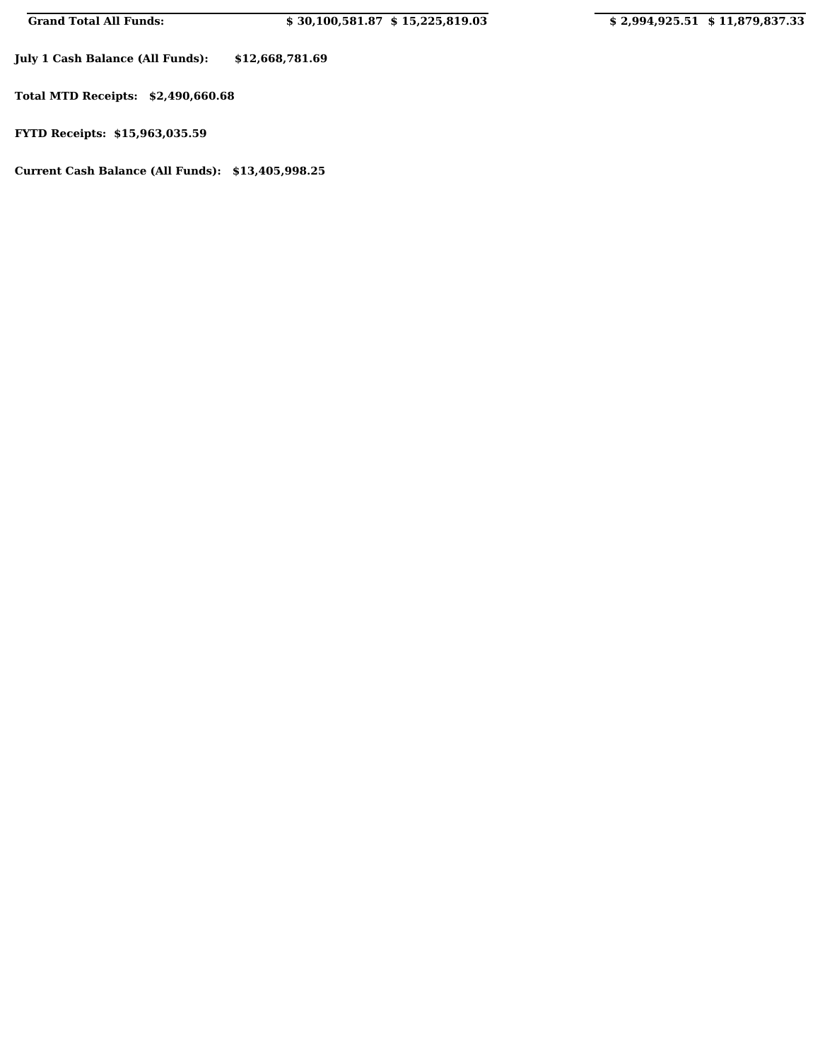| | | | | | |
|---|---|---|---|---|---|
| **Grand Total All Funds:** | **$ 30,100,581.87** | **$ 15,225,819.03** | | **$ 2,994,925.51** | **$ 11,879,837.33** |

**July 1 Cash Balance (All Funds):** **$12,668,781.69**

**Total MTD Receipts:** **$2,490,660.68**

**FYTD Receipts:** **$15,963,035.59**

**Current Cash Balance (All Funds):** **$13,405,998.25**